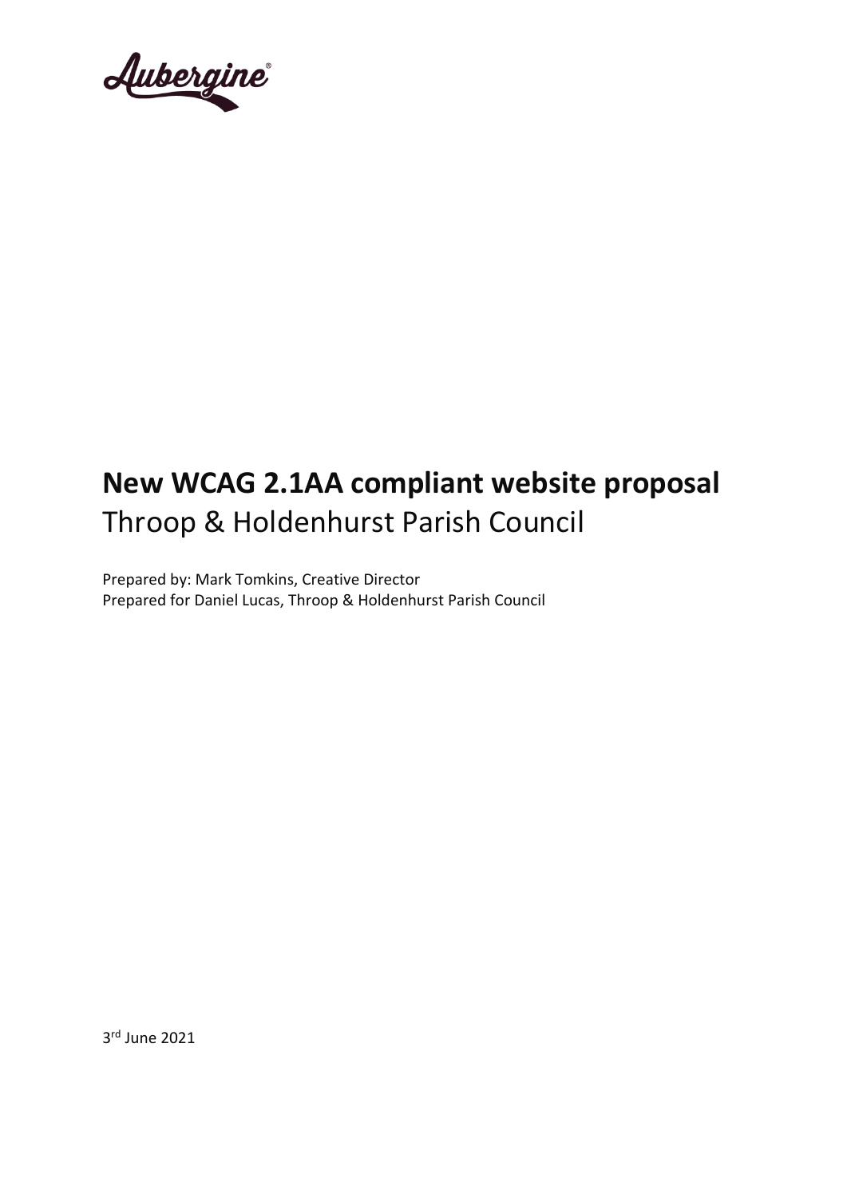Aubergine®

# New WCAG 2.1AA compliant website proposal

Throop & Holdenhurst Parish Council

Prepared by: Mark Tomkins, Creative Director
Prepared for Daniel Lucas, Throop & Holdenhurst Parish Council

3rd June 2021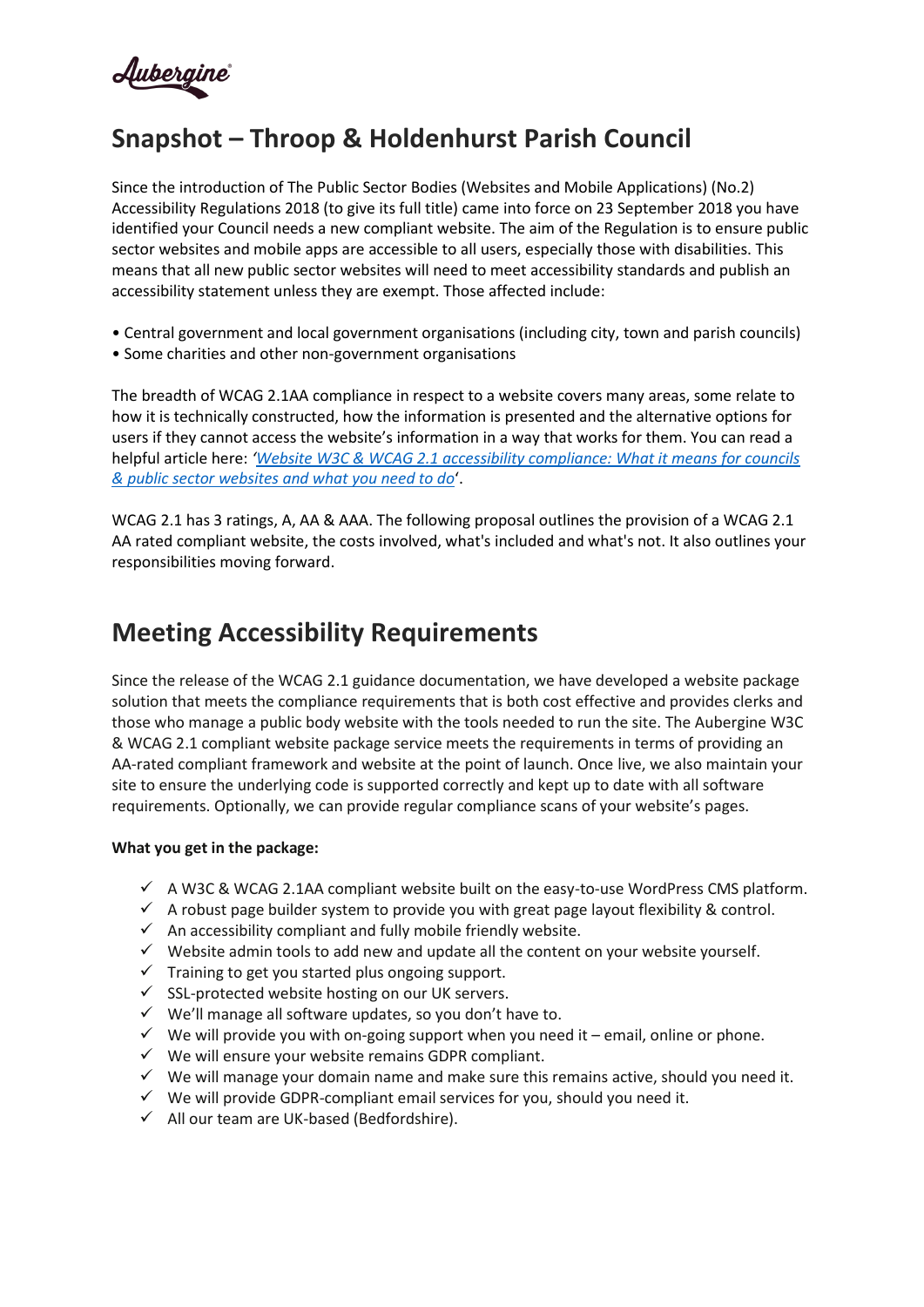## Snapshot – Throop & Holdenhurst Parish Council

Since the introduction of The Public Sector Bodies (Websites and Mobile Applications) (No.2) Accessibility Regulations 2018 (to give its full title) came into force on 23 September 2018 you have identified your Council needs a new compliant website. The aim of the Regulation is to ensure public sector websites and mobile apps are accessible to all users, especially those with disabilities. This means that all new public sector websites will need to meet accessibility standards and publish an accessibility statement unless they are exempt. Those affected include:

- Central government and local government organisations (including city, town and parish councils)
- Some charities and other non-government organisations

The breadth of WCAG 2.1AA compliance in respect to a website covers many areas, some relate to how it is technically constructed, how the information is presented and the alternative options for users if they cannot access the website's information in a way that works for them. You can read a helpful article here: '*Website W3C & WCAG 2.1 accessibility compliance: What it means for councils & public sector websites and what you need to do*'.

WCAG 2.1 has 3 ratings, A, AA & AAA. The following proposal outlines the provision of a WCAG 2.1 AA rated compliant website, the costs involved, what's included and what's not. It also outlines your responsibilities moving forward.

## Meeting Accessibility Requirements

Since the release of the WCAG 2.1 guidance documentation, we have developed a website package solution that meets the compliance requirements that is both cost effective and provides clerks and those who manage a public body website with the tools needed to run the site. The Aubergine W3C & WCAG 2.1 compliant website package service meets the requirements in terms of providing an AA-rated compliant framework and website at the point of launch. Once live, we also maintain your site to ensure the underlying code is supported correctly and kept up to date with all software requirements. Optionally, we can provide regular compliance scans of your website's pages.

**What you get in the package:**

- ✓ A W3C & WCAG 2.1AA compliant website built on the easy-to-use WordPress CMS platform.
- ✓ A robust page builder system to provide you with great page layout flexibility & control.
- ✓ An accessibility compliant and fully mobile friendly website.
- ✓ Website admin tools to add new and update all the content on your website yourself.
- ✓ Training to get you started plus ongoing support.
- ✓ SSL-protected website hosting on our UK servers.
- ✓ We'll manage all software updates, so you don't have to.
- ✓ We will provide you with on-going support when you need it – email, online or phone.
- ✓ We will ensure your website remains GDPR compliant.
- ✓ We will manage your domain name and make sure this remains active, should you need it.
- ✓ We will provide GDPR-compliant email services for you, should you need it.
- ✓ All our team are UK-based (Bedfordshire).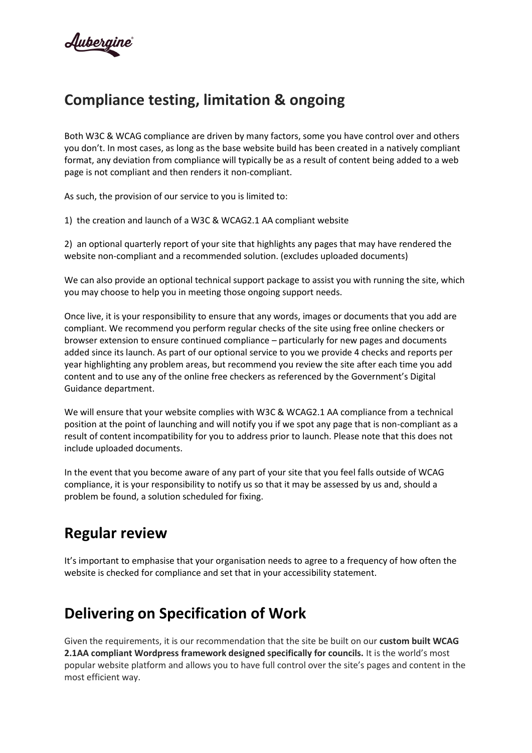## Compliance testing, limitation & ongoing

Both W3C & WCAG compliance are driven by many factors, some you have control over and others you don't. In most cases, as long as the base website build has been created in a natively compliant format, any deviation from compliance will typically be as a result of content being added to a web page is not compliant and then renders it non-compliant.

As such, the provision of our service to you is limited to:

1) the creation and launch of a W3C & WCAG2.1 AA compliant website

2) an optional quarterly report of your site that highlights any pages that may have rendered the website non-compliant and a recommended solution. (excludes uploaded documents)

We can also provide an optional technical support package to assist you with running the site, which you may choose to help you in meeting those ongoing support needs.

Once live, it is your responsibility to ensure that any words, images or documents that you add are compliant. We recommend you perform regular checks of the site using free online checkers or browser extension to ensure continued compliance – particularly for new pages and documents added since its launch. As part of our optional service to you we provide 4 checks and reports per year highlighting any problem areas, but recommend you review the site after each time you add content and to use any of the online free checkers as referenced by the Government's Digital Guidance department.

We will ensure that your website complies with W3C & WCAG2.1 AA compliance from a technical position at the point of launching and will notify you if we spot any page that is non-compliant as a result of content incompatibility for you to address prior to launch. Please note that this does not include uploaded documents.

In the event that you become aware of any part of your site that you feel falls outside of WCAG compliance, it is your responsibility to notify us so that it may be assessed by us and, should a problem be found, a solution scheduled for fixing.

## Regular review

It's important to emphasise that your organisation needs to agree to a frequency of how often the website is checked for compliance and set that in your accessibility statement.

## Delivering on Specification of Work

Given the requirements, it is our recommendation that the site be built on our **custom built WCAG 2.1AA compliant Wordpress framework designed specifically for councils.** It is the world's most popular website platform and allows you to have full control over the site's pages and content in the most efficient way.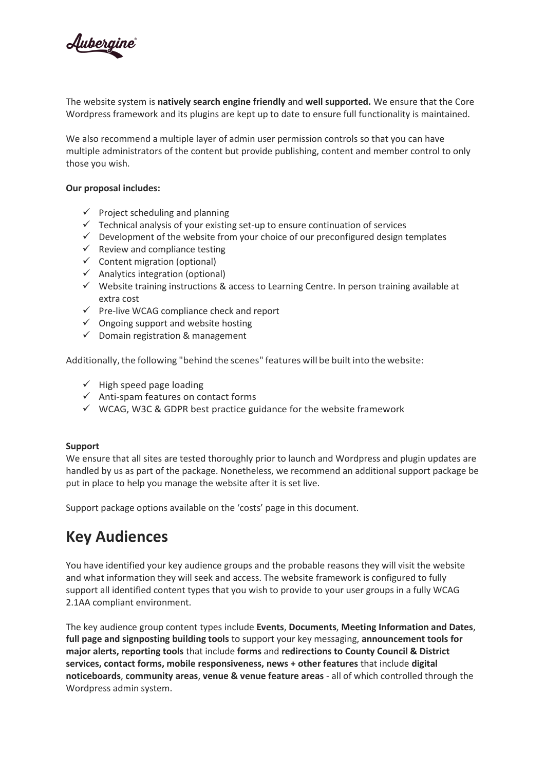The website system is **natively search engine friendly** and **well supported.** We ensure that the Core Wordpress framework and its plugins are kept up to date to ensure full functionality is maintained.

We also recommend a multiple layer of admin user permission controls so that you can have multiple administrators of the content but provide publishing, content and member control to only those you wish.

**Our proposal includes:**

- ✓ Project scheduling and planning
- ✓ Technical analysis of your existing set-up to ensure continuation of services
- ✓ Development of the website from your choice of our preconfigured design templates
- ✓ Review and compliance testing
- ✓ Content migration (optional)
- ✓ Analytics integration (optional)
- ✓ Website training instructions & access to Learning Centre. In person training available at extra cost
- ✓ Pre-live WCAG compliance check and report
- ✓ Ongoing support and website hosting
- ✓ Domain registration & management

Additionally, the following "behind the scenes" features will be built into the website:

- ✓ High speed page loading
- ✓ Anti-spam features on contact forms
- ✓ WCAG, W3C & GDPR best practice guidance for the website framework

**Support**
We ensure that all sites are tested thoroughly prior to launch and Wordpress and plugin updates are handled by us as part of the package. Nonetheless, we recommend an additional support package be put in place to help you manage the website after it is set live.

Support package options available on the 'costs' page in this document.

## Key Audiences

You have identified your key audience groups and the probable reasons they will visit the website and what information they will seek and access. The website framework is configured to fully support all identified content types that you wish to provide to your user groups in a fully WCAG 2.1AA compliant environment.

The key audience group content types include **Events**, **Documents**, **Meeting Information and Dates**, **full page and signposting building tools** to support your key messaging, **announcement tools for major alerts, reporting tools** that include **forms** and **redirections to County Council & District services, contact forms, mobile responsiveness, news + other features** that include **digital noticeboards**, **community areas**, **venue & venue feature areas** - all of which controlled through the Wordpress admin system.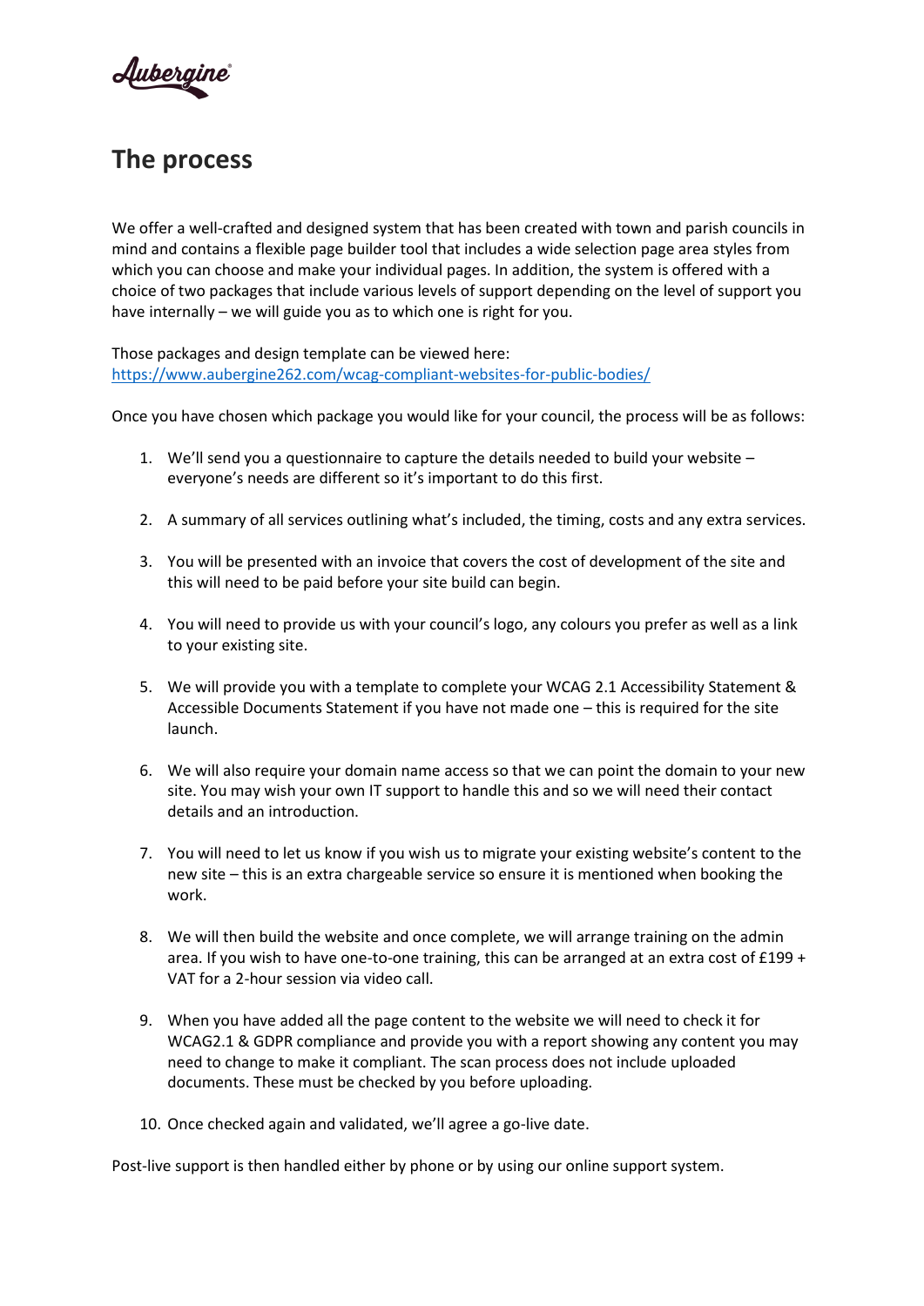## The process

We offer a well-crafted and designed system that has been created with town and parish councils in mind and contains a flexible page builder tool that includes a wide selection page area styles from which you can choose and make your individual pages. In addition, the system is offered with a choice of two packages that include various levels of support depending on the level of support you have internally – we will guide you as to which one is right for you.

Those packages and design template can be viewed here:
https://www.aubergine262.com/wcag-compliant-websites-for-public-bodies/

Once you have chosen which package you would like for your council, the process will be as follows:

1. We'll send you a questionnaire to capture the details needed to build your website – everyone's needs are different so it's important to do this first.

2. A summary of all services outlining what's included, the timing, costs and any extra services.

3. You will be presented with an invoice that covers the cost of development of the site and this will need to be paid before your site build can begin.

4. You will need to provide us with your council's logo, any colours you prefer as well as a link to your existing site.

5. We will provide you with a template to complete your WCAG 2.1 Accessibility Statement & Accessible Documents Statement if you have not made one – this is required for the site launch.

6. We will also require your domain name access so that we can point the domain to your new site. You may wish your own IT support to handle this and so we will need their contact details and an introduction.

7. You will need to let us know if you wish us to migrate your existing website's content to the new site – this is an extra chargeable service so ensure it is mentioned when booking the work.

8. We will then build the website and once complete, we will arrange training on the admin area. If you wish to have one-to-one training, this can be arranged at an extra cost of £199 + VAT for a 2-hour session via video call.

9. When you have added all the page content to the website we will need to check it for WCAG2.1 & GDPR compliance and provide you with a report showing any content you may need to change to make it compliant. The scan process does not include uploaded documents. These must be checked by you before uploading.

10. Once checked again and validated, we'll agree a go-live date.

Post-live support is then handled either by phone or by using our online support system.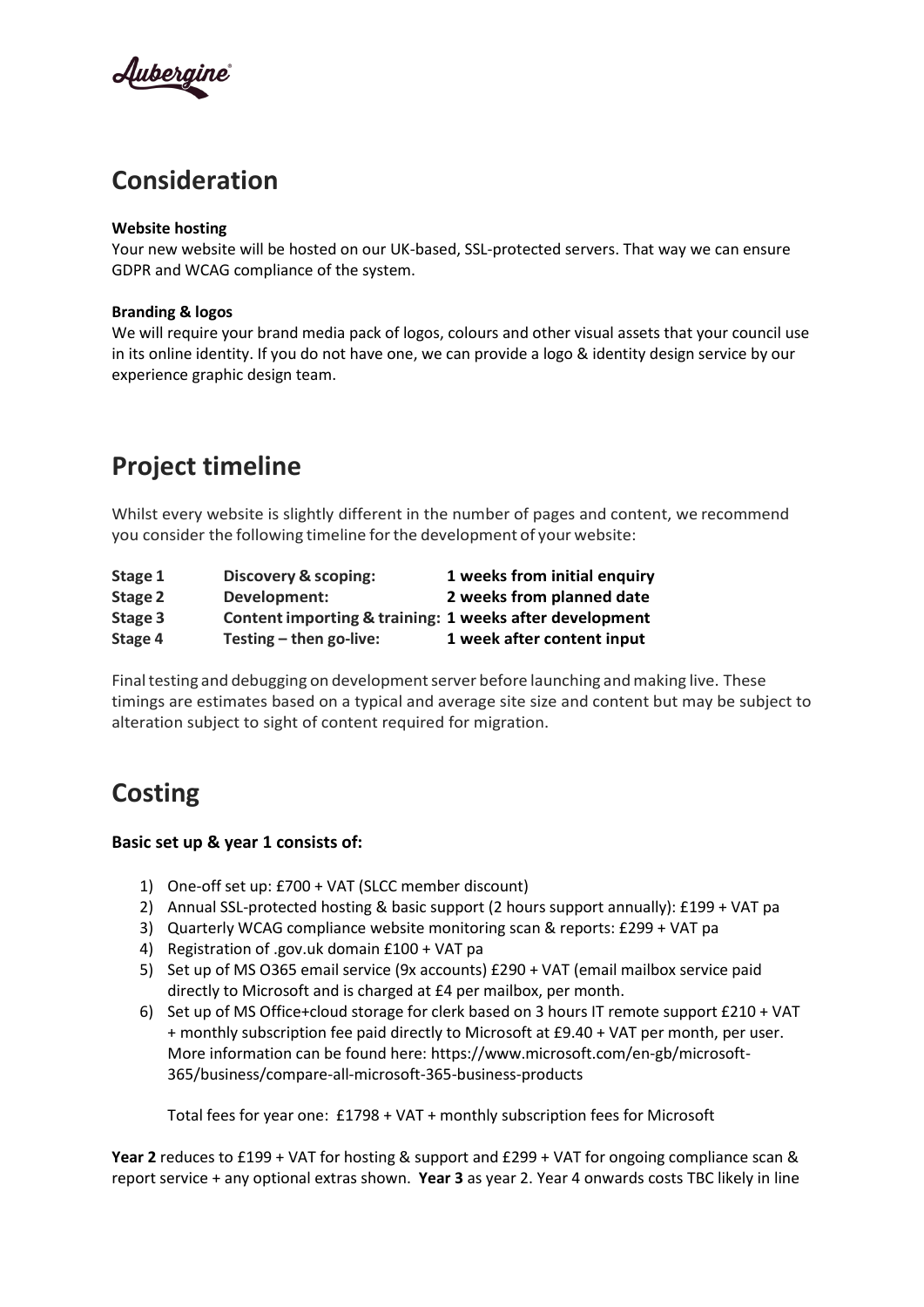## Consideration

**Website hosting**
Your new website will be hosted on our UK-based, SSL-protected servers. That way we can ensure GDPR and WCAG compliance of the system.

**Branding & logos**
We will require your brand media pack of logos, colours and other visual assets that your council use in its online identity. If you do not have one, we can provide a logo & identity design service by our experience graphic design team.

## Project timeline

Whilst every website is slightly different in the number of pages and content, we recommend you consider the following timeline for the development of your website:

| | | |
|---|---|---|
| **Stage 1** | **Discovery & scoping:** | **1 weeks from initial enquiry** |
| **Stage 2** | **Development:** | **2 weeks from planned date** |
| **Stage 3** | **Content importing & training:** | **1 weeks after development** |
| **Stage 4** | **Testing – then go-live:** | **1 week after content input** |

Final testing and debugging on development server before launching and making live. These timings are estimates based on a typical and average site size and content but may be subject to alteration subject to sight of content required for migration.

## Costing

### Basic set up & year 1 consists of:

1) One-off set up: £700 + VAT (SLCC member discount)
2) Annual SSL-protected hosting & basic support (2 hours support annually): £199 + VAT pa
3) Quarterly WCAG compliance website monitoring scan & reports: £299 + VAT pa
4) Registration of .gov.uk domain £100 + VAT pa
5) Set up of MS O365 email service (9x accounts) £290 + VAT (email mailbox service paid directly to Microsoft and is charged at £4 per mailbox, per month.
6) Set up of MS Office+cloud storage for clerk based on 3 hours IT remote support £210 + VAT + monthly subscription fee paid directly to Microsoft at £9.40 + VAT per month, per user. More information can be found here: https://www.microsoft.com/en-gb/microsoft-365/business/compare-all-microsoft-365-business-products

   Total fees for year one: £1798 + VAT + monthly subscription fees for Microsoft

**Year 2** reduces to £199 + VAT for hosting & support and £299 + VAT for ongoing compliance scan & report service + any optional extras shown. **Year 3** as year 2. Year 4 onwards costs TBC likely in line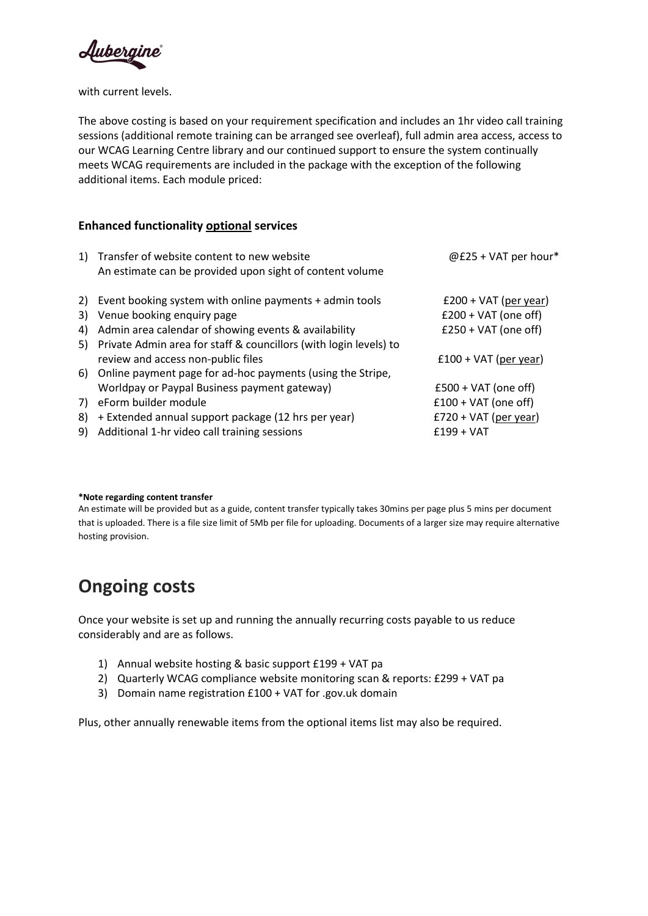with current levels.

The above costing is based on your requirement specification and includes an 1hr video call training sessions (additional remote training can be arranged see overleaf), full admin area access, access to our WCAG Learning Centre library and our continued support to ensure the system continually meets WCAG requirements are included in the package with the exception of the following additional items. Each module priced:

### Enhanced functionality optional services

| | Item | Price |
|---|---|---|
| 1) | Transfer of website content to new website<br>An estimate can be provided upon sight of content volume | @£25 + VAT per hour* |
| 2) | Event booking system with online payments + admin tools | £200 + VAT (per year) |
| 3) | Venue booking enquiry page | £200 + VAT (one off) |
| 4) | Admin area calendar of showing events & availability | £250 + VAT (one off) |
| 5) | Private Admin area for staff & councillors (with login levels) to review and access non-public files | £100 + VAT (per year) |
| 6) | Online payment page for ad-hoc payments (using the Stripe, Worldpay or Paypal Business payment gateway) | £500 + VAT (one off) |
| 7) | eForm builder module | £100 + VAT (one off) |
| 8) | + Extended annual support package (12 hrs per year) | £720 + VAT (per year) |
| 9) | Additional 1-hr video call training sessions | £199 + VAT |

**\*Note regarding content transfer**
An estimate will be provided but as a guide, content transfer typically takes 30mins per page plus 5 mins per document that is uploaded. There is a file size limit of 5Mb per file for uploading. Documents of a larger size may require alternative hosting provision.

## Ongoing costs

Once your website is set up and running the annually recurring costs payable to us reduce considerably and are as follows.

1) Annual website hosting & basic support £199 + VAT pa
2) Quarterly WCAG compliance website monitoring scan & reports: £299 + VAT pa
3) Domain name registration £100 + VAT for .gov.uk domain

Plus, other annually renewable items from the optional items list may also be required.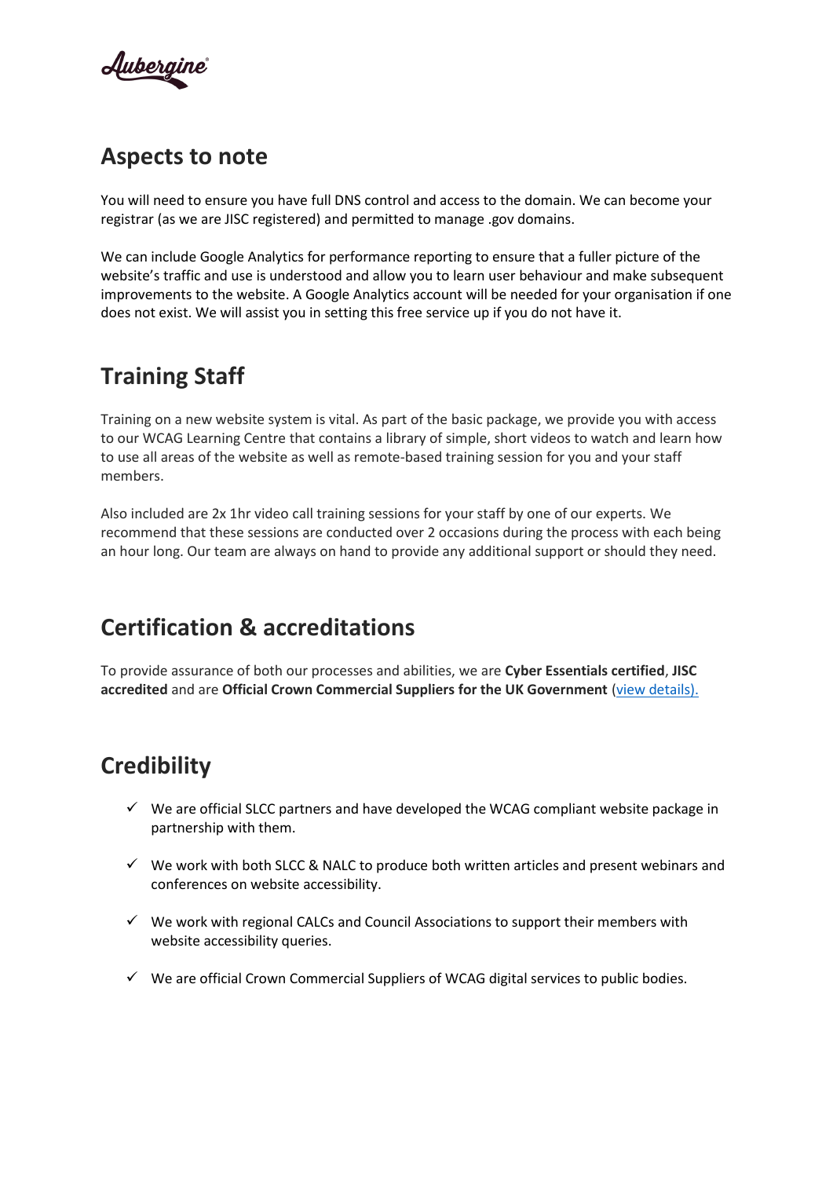## Aspects to note

You will need to ensure you have full DNS control and access to the domain. We can become your registrar (as we are JISC registered) and permitted to manage .gov domains.

We can include Google Analytics for performance reporting to ensure that a fuller picture of the website's traffic and use is understood and allow you to learn user behaviour and make subsequent improvements to the website. A Google Analytics account will be needed for your organisation if one does not exist. We will assist you in setting this free service up if you do not have it.

## Training Staff

Training on a new website system is vital. As part of the basic package, we provide you with access to our WCAG Learning Centre that contains a library of simple, short videos to watch and learn how to use all areas of the website as well as remote-based training session for you and your staff members.

Also included are 2x 1hr video call training sessions for your staff by one of our experts. We recommend that these sessions are conducted over 2 occasions during the process with each being an hour long. Our team are always on hand to provide any additional support or should they need.

## Certification & accreditations

To provide assurance of both our processes and abilities, we are **Cyber Essentials certified**, **JISC accredited** and are **Official Crown Commercial Suppliers for the UK Government** (view details).

## Credibility

- ✓ We are official SLCC partners and have developed the WCAG compliant website package in partnership with them.
- ✓ We work with both SLCC & NALC to produce both written articles and present webinars and conferences on website accessibility.
- ✓ We work with regional CALCs and Council Associations to support their members with website accessibility queries.
- ✓ We are official Crown Commercial Suppliers of WCAG digital services to public bodies.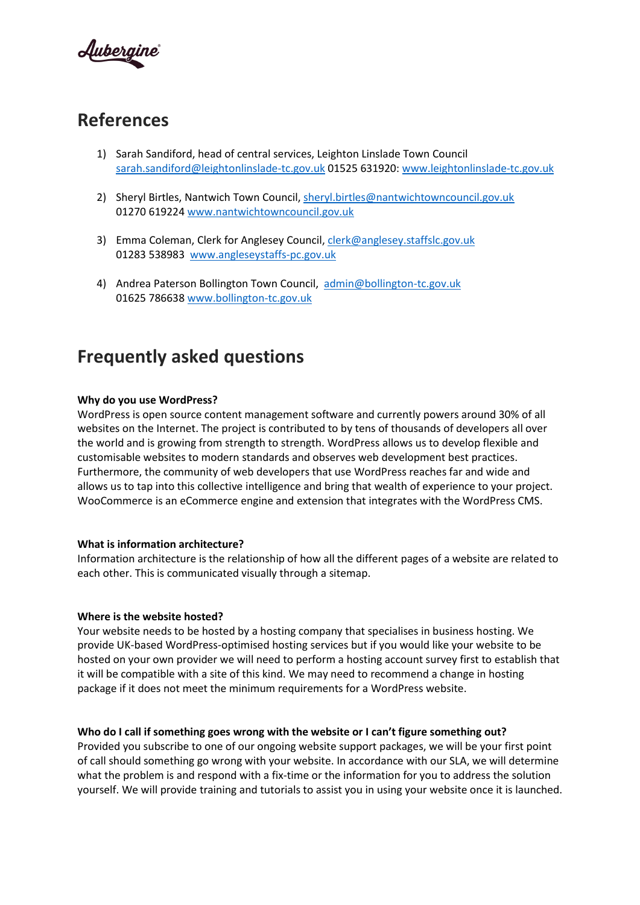## References

1) Sarah Sandiford, head of central services, Leighton Linslade Town Council
sarah.sandiford@leightonlinslade-tc.gov.uk 01525 631920: www.leightonlinslade-tc.gov.uk

2) Sheryl Birtles, Nantwich Town Council, sheryl.birtles@nantwichtowncouncil.gov.uk
01270 619224 www.nantwichtowncouncil.gov.uk

3) Emma Coleman, Clerk for Anglesey Council, clerk@anglesey.staffslc.gov.uk
01283 538983 www.angleseystaffs-pc.gov.uk

4) Andrea Paterson Bollington Town Council, admin@bollington-tc.gov.uk
01625 786638 www.bollington-tc.gov.uk

## Frequently asked questions

**Why do you use WordPress?**
WordPress is open source content management software and currently powers around 30% of all websites on the Internet. The project is contributed to by tens of thousands of developers all over the world and is growing from strength to strength. WordPress allows us to develop flexible and customisable websites to modern standards and observes web development best practices. Furthermore, the community of web developers that use WordPress reaches far and wide and allows us to tap into this collective intelligence and bring that wealth of experience to your project. WooCommerce is an eCommerce engine and extension that integrates with the WordPress CMS.

**What is information architecture?**
Information architecture is the relationship of how all the different pages of a website are related to each other. This is communicated visually through a sitemap.

**Where is the website hosted?**
Your website needs to be hosted by a hosting company that specialises in business hosting. We provide UK-based WordPress-optimised hosting services but if you would like your website to be hosted on your own provider we will need to perform a hosting account survey first to establish that it will be compatible with a site of this kind. We may need to recommend a change in hosting package if it does not meet the minimum requirements for a WordPress website.

**Who do I call if something goes wrong with the website or I can't figure something out?**
Provided you subscribe to one of our ongoing website support packages, we will be your first point of call should something go wrong with your website. In accordance with our SLA, we will determine what the problem is and respond with a fix-time or the information for you to address the solution yourself. We will provide training and tutorials to assist you in using your website once it is launched.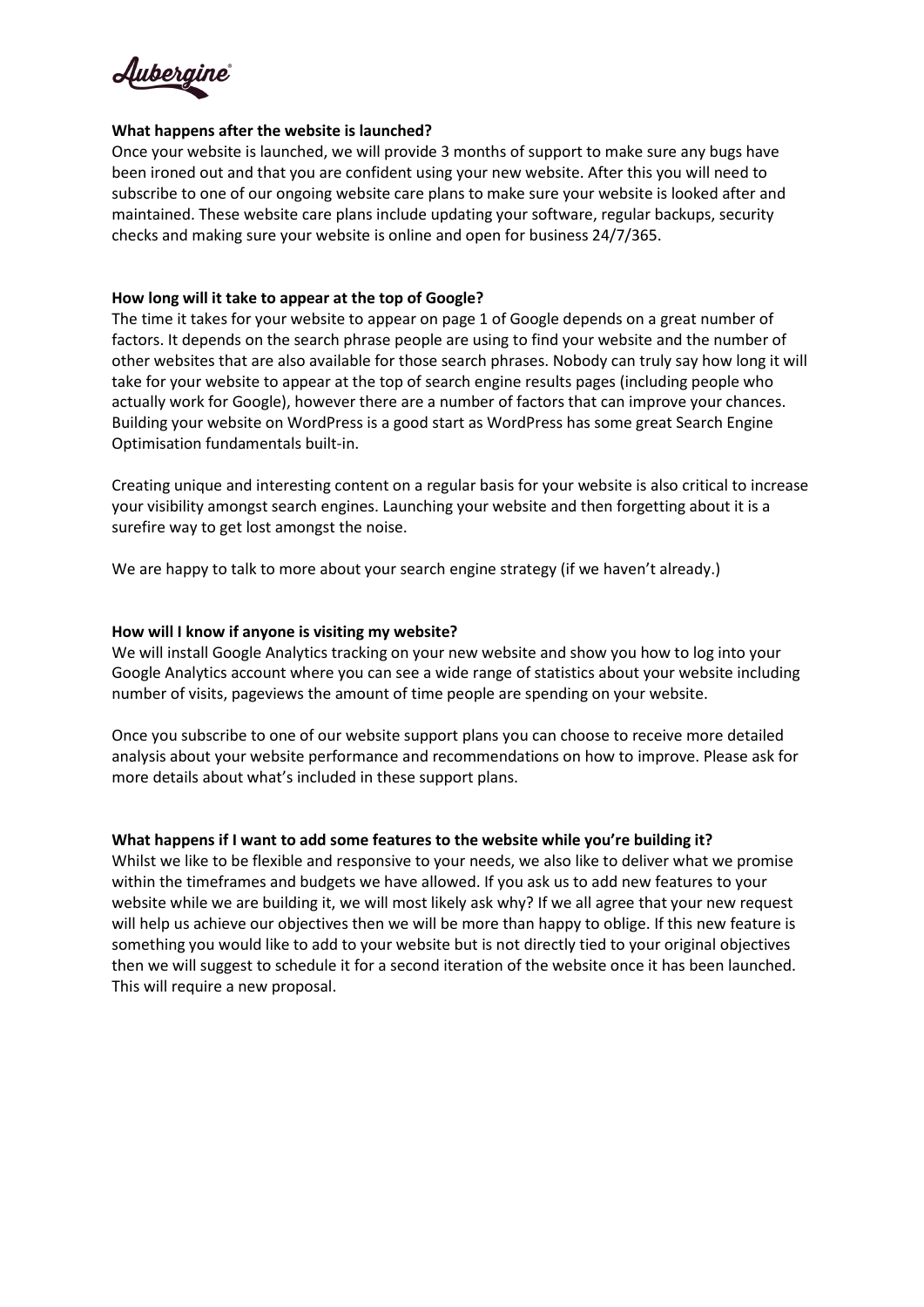**What happens after the website is launched?**
Once your website is launched, we will provide 3 months of support to make sure any bugs have been ironed out and that you are confident using your new website. After this you will need to subscribe to one of our ongoing website care plans to make sure your website is looked after and maintained. These website care plans include updating your software, regular backups, security checks and making sure your website is online and open for business 24/7/365.

**How long will it take to appear at the top of Google?**
The time it takes for your website to appear on page 1 of Google depends on a great number of factors. It depends on the search phrase people are using to find your website and the number of other websites that are also available for those search phrases. Nobody can truly say how long it will take for your website to appear at the top of search engine results pages (including people who actually work for Google), however there are a number of factors that can improve your chances. Building your website on WordPress is a good start as WordPress has some great Search Engine Optimisation fundamentals built-in.

Creating unique and interesting content on a regular basis for your website is also critical to increase your visibility amongst search engines. Launching your website and then forgetting about it is a surefire way to get lost amongst the noise.

We are happy to talk to more about your search engine strategy (if we haven't already.)

**How will I know if anyone is visiting my website?**
We will install Google Analytics tracking on your new website and show you how to log into your Google Analytics account where you can see a wide range of statistics about your website including number of visits, pageviews the amount of time people are spending on your website.

Once you subscribe to one of our website support plans you can choose to receive more detailed analysis about your website performance and recommendations on how to improve. Please ask for more details about what's included in these support plans.

**What happens if I want to add some features to the website while you're building it?**
Whilst we like to be flexible and responsive to your needs, we also like to deliver what we promise within the timeframes and budgets we have allowed. If you ask us to add new features to your website while we are building it, we will most likely ask why? If we all agree that your new request will help us achieve our objectives then we will be more than happy to oblige. If this new feature is something you would like to add to your website but is not directly tied to your original objectives then we will suggest to schedule it for a second iteration of the website once it has been launched. This will require a new proposal.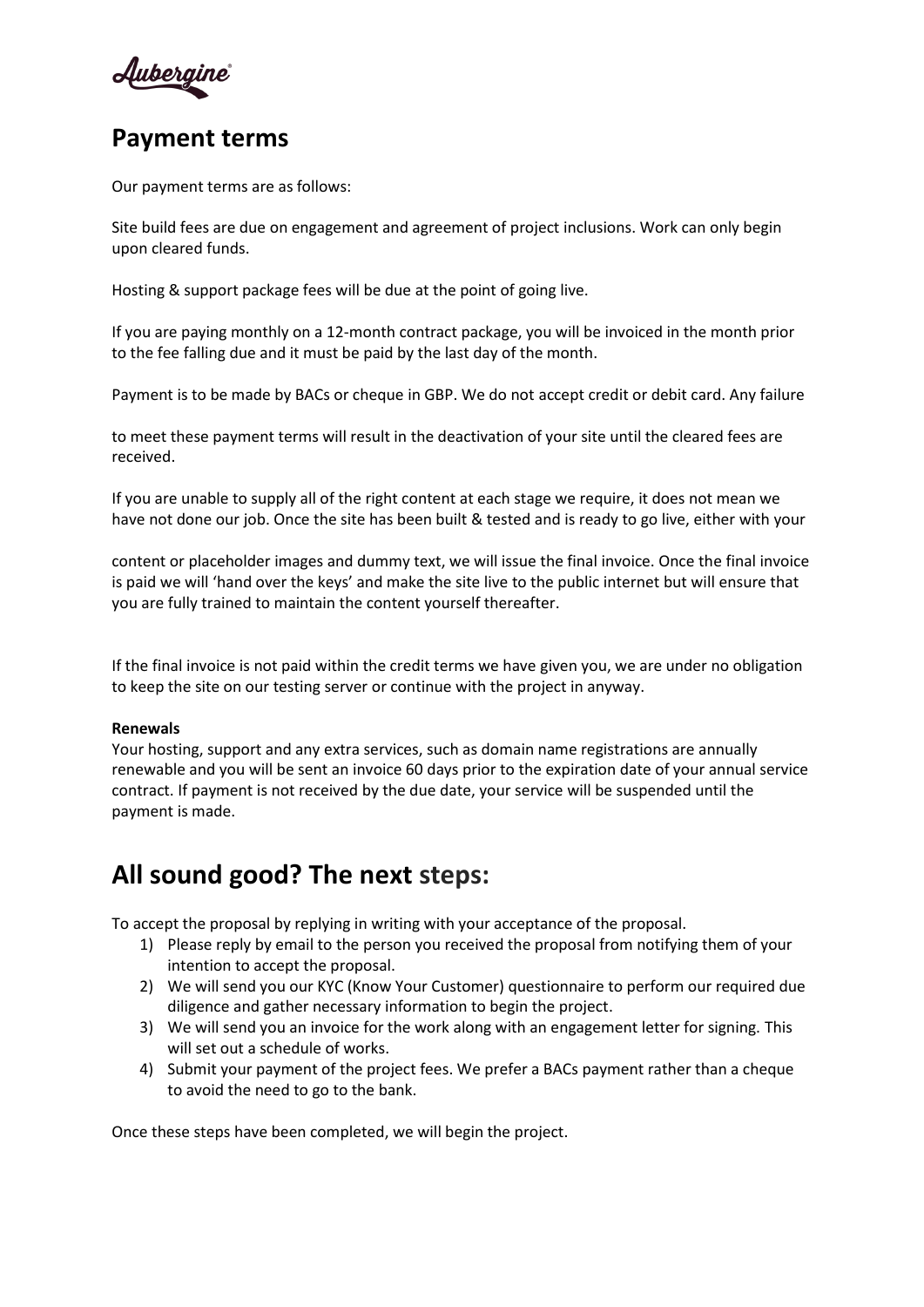## Payment terms

Our payment terms are as follows:

Site build fees are due on engagement and agreement of project inclusions. Work can only begin upon cleared funds.

Hosting & support package fees will be due at the point of going live.

If you are paying monthly on a 12-month contract package, you will be invoiced in the month prior to the fee falling due and it must be paid by the last day of the month.

Payment is to be made by BACs or cheque in GBP. We do not accept credit or debit card. Any failure to meet these payment terms will result in the deactivation of your site until the cleared fees are received.

If you are unable to supply all of the right content at each stage we require, it does not mean we have not done our job. Once the site has been built & tested and is ready to go live, either with your content or placeholder images and dummy text, we will issue the final invoice. Once the final invoice is paid we will 'hand over the keys' and make the site live to the public internet but will ensure that you are fully trained to maintain the content yourself thereafter.

If the final invoice is not paid within the credit terms we have given you, we are under no obligation to keep the site on our testing server or continue with the project in anyway.

**Renewals**
Your hosting, support and any extra services, such as domain name registrations are annually renewable and you will be sent an invoice 60 days prior to the expiration date of your annual service contract. If payment is not received by the due date, your service will be suspended until the payment is made.

# All sound good? The next steps:

To accept the proposal by replying in writing with your acceptance of the proposal.

1) Please reply by email to the person you received the proposal from notifying them of your intention to accept the proposal.
2) We will send you our KYC (Know Your Customer) questionnaire to perform our required due diligence and gather necessary information to begin the project.
3) We will send you an invoice for the work along with an engagement letter for signing. This will set out a schedule of works.
4) Submit your payment of the project fees. We prefer a BACs payment rather than a cheque to avoid the need to go to the bank.

Once these steps have been completed, we will begin the project.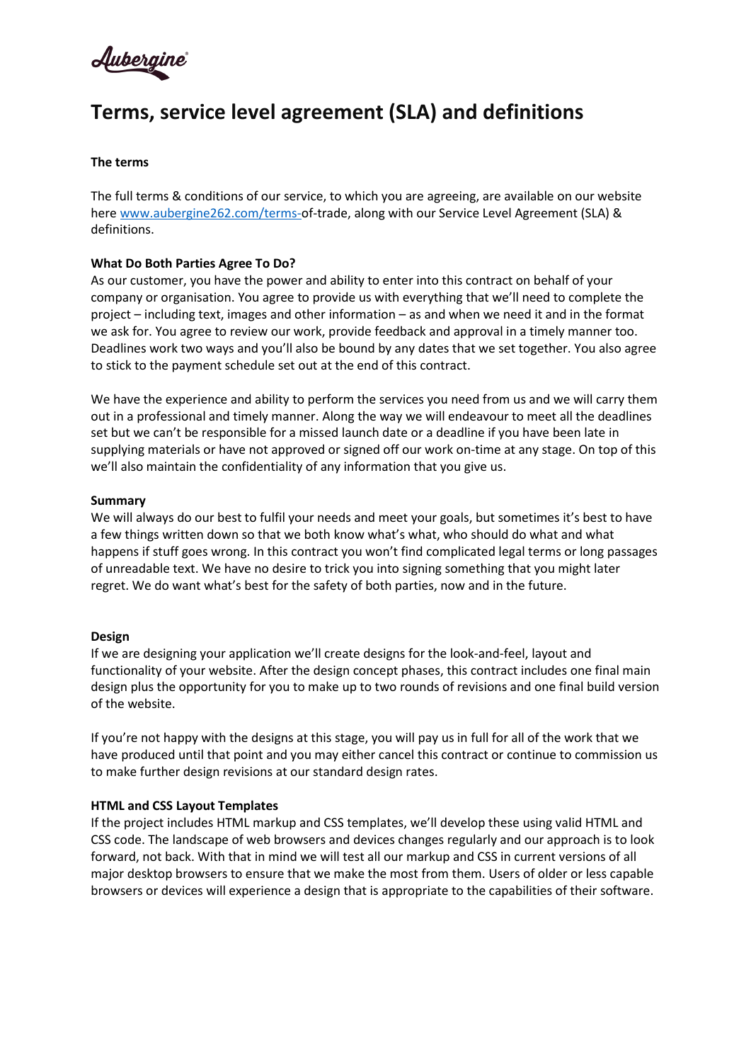# Terms, service level agreement (SLA) and definitions

**The terms**

The full terms & conditions of our service, to which you are agreeing, are available on our website here [www.aubergine262.com/terms-](www.aubergine262.com/terms-)of-trade, along with our Service Level Agreement (SLA) & definitions.

**What Do Both Parties Agree To Do?**

As our customer, you have the power and ability to enter into this contract on behalf of your company or organisation. You agree to provide us with everything that we'll need to complete the project – including text, images and other information – as and when we need it and in the format we ask for. You agree to review our work, provide feedback and approval in a timely manner too. Deadlines work two ways and you'll also be bound by any dates that we set together. You also agree to stick to the payment schedule set out at the end of this contract.

We have the experience and ability to perform the services you need from us and we will carry them out in a professional and timely manner. Along the way we will endeavour to meet all the deadlines set but we can't be responsible for a missed launch date or a deadline if you have been late in supplying materials or have not approved or signed off our work on-time at any stage. On top of this we'll also maintain the confidentiality of any information that you give us.

**Summary**

We will always do our best to fulfil your needs and meet your goals, but sometimes it's best to have a few things written down so that we both know what's what, who should do what and what happens if stuff goes wrong. In this contract you won't find complicated legal terms or long passages of unreadable text. We have no desire to trick you into signing something that you might later regret. We do want what's best for the safety of both parties, now and in the future.

**Design**

If we are designing your application we'll create designs for the look-and-feel, layout and functionality of your website. After the design concept phases, this contract includes one final main design plus the opportunity for you to make up to two rounds of revisions and one final build version of the website.

If you're not happy with the designs at this stage, you will pay us in full for all of the work that we have produced until that point and you may either cancel this contract or continue to commission us to make further design revisions at our standard design rates.

**HTML and CSS Layout Templates**

If the project includes HTML markup and CSS templates, we'll develop these using valid HTML and CSS code. The landscape of web browsers and devices changes regularly and our approach is to look forward, not back. With that in mind we will test all our markup and CSS in current versions of all major desktop browsers to ensure that we make the most from them. Users of older or less capable browsers or devices will experience a design that is appropriate to the capabilities of their software.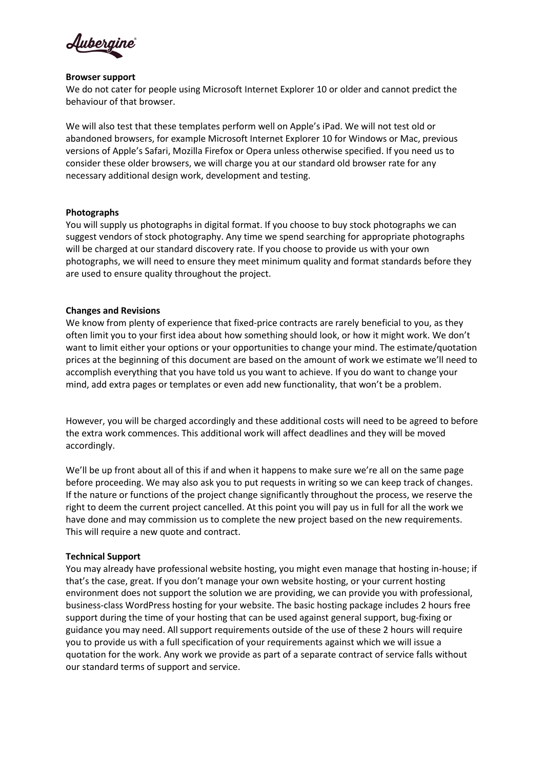**Browser support**

We do not cater for people using Microsoft Internet Explorer 10 or older and cannot predict the behaviour of that browser.

We will also test that these templates perform well on Apple's iPad. We will not test old or abandoned browsers, for example Microsoft Internet Explorer 10 for Windows or Mac, previous versions of Apple's Safari, Mozilla Firefox or Opera unless otherwise specified. If you need us to consider these older browsers, we will charge you at our standard old browser rate for any necessary additional design work, development and testing.

**Photographs**

You will supply us photographs in digital format. If you choose to buy stock photographs we can suggest vendors of stock photography. Any time we spend searching for appropriate photographs will be charged at our standard discovery rate. If you choose to provide us with your own photographs, we will need to ensure they meet minimum quality and format standards before they are used to ensure quality throughout the project.

**Changes and Revisions**

We know from plenty of experience that fixed-price contracts are rarely beneficial to you, as they often limit you to your first idea about how something should look, or how it might work. We don't want to limit either your options or your opportunities to change your mind. The estimate/quotation prices at the beginning of this document are based on the amount of work we estimate we'll need to accomplish everything that you have told us you want to achieve. If you do want to change your mind, add extra pages or templates or even add new functionality, that won't be a problem.

However, you will be charged accordingly and these additional costs will need to be agreed to before the extra work commences. This additional work will affect deadlines and they will be moved accordingly.

We'll be up front about all of this if and when it happens to make sure we're all on the same page before proceeding. We may also ask you to put requests in writing so we can keep track of changes. If the nature or functions of the project change significantly throughout the process, we reserve the right to deem the current project cancelled. At this point you will pay us in full for all the work we have done and may commission us to complete the new project based on the new requirements. This will require a new quote and contract.

**Technical Support**

You may already have professional website hosting, you might even manage that hosting in-house; if that's the case, great. If you don't manage your own website hosting, or your current hosting environment does not support the solution we are providing, we can provide you with professional, business-class WordPress hosting for your website. The basic hosting package includes 2 hours free support during the time of your hosting that can be used against general support, bug-fixing or guidance you may need. All support requirements outside of the use of these 2 hours will require you to provide us with a full specification of your requirements against which we will issue a quotation for the work. Any work we provide as part of a separate contract of service falls without our standard terms of support and service.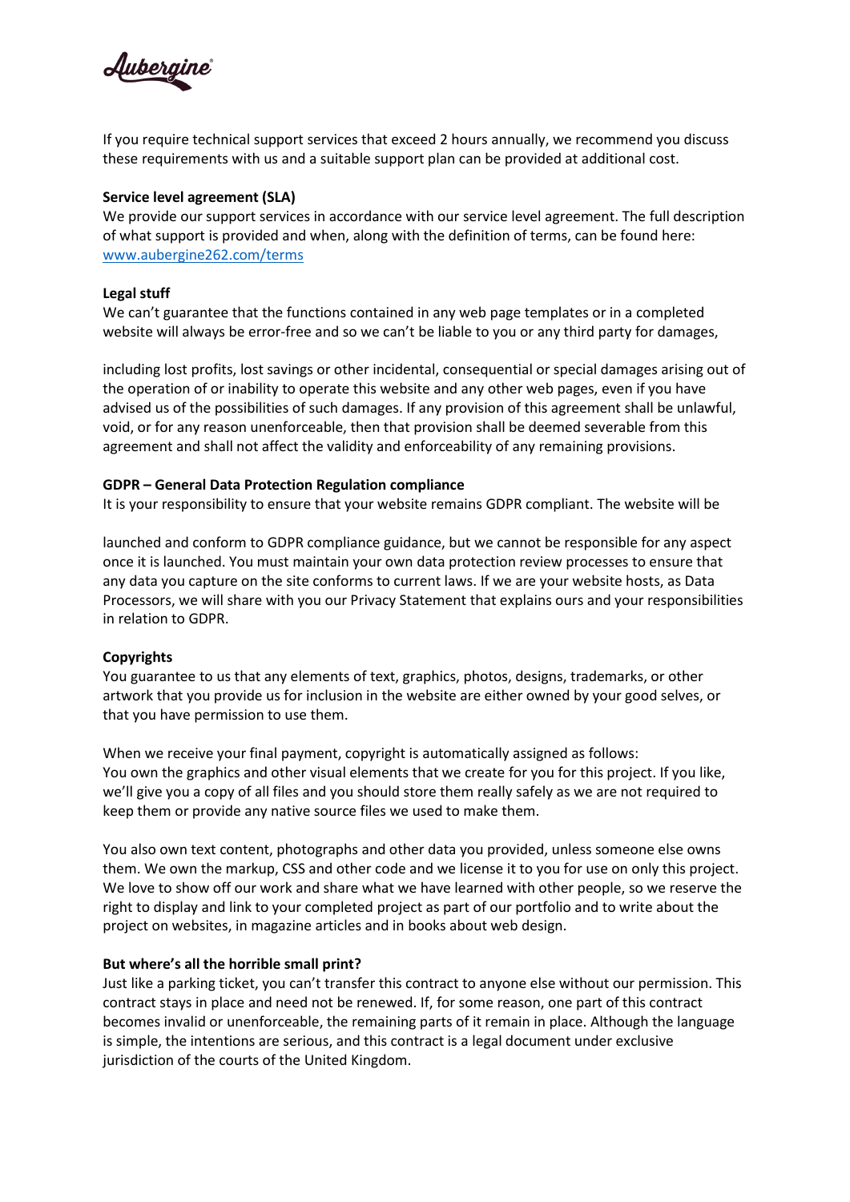If you require technical support services that exceed 2 hours annually, we recommend you discuss these requirements with us and a suitable support plan can be provided at additional cost.

**Service level agreement (SLA)**
We provide our support services in accordance with our service level agreement. The full description of what support is provided and when, along with the definition of terms, can be found here: [www.aubergine262.com/terms](http://www.aubergine262.com/terms)

**Legal stuff**
We can't guarantee that the functions contained in any web page templates or in a completed website will always be error-free and so we can't be liable to you or any third party for damages, including lost profits, lost savings or other incidental, consequential or special damages arising out of the operation of or inability to operate this website and any other web pages, even if you have advised us of the possibilities of such damages. If any provision of this agreement shall be unlawful, void, or for any reason unenforceable, then that provision shall be deemed severable from this agreement and shall not affect the validity and enforceability of any remaining provisions.

**GDPR – General Data Protection Regulation compliance**
It is your responsibility to ensure that your website remains GDPR compliant. The website will be launched and conform to GDPR compliance guidance, but we cannot be responsible for any aspect once it is launched. You must maintain your own data protection review processes to ensure that any data you capture on the site conforms to current laws. If we are your website hosts, as Data Processors, we will share with you our Privacy Statement that explains ours and your responsibilities in relation to GDPR.

**Copyrights**
You guarantee to us that any elements of text, graphics, photos, designs, trademarks, or other artwork that you provide us for inclusion in the website are either owned by your good selves, or that you have permission to use them.

When we receive your final payment, copyright is automatically assigned as follows:
You own the graphics and other visual elements that we create for you for this project. If you like, we'll give you a copy of all files and you should store them really safely as we are not required to keep them or provide any native source files we used to make them.

You also own text content, photographs and other data you provided, unless someone else owns them. We own the markup, CSS and other code and we license it to you for use on only this project. We love to show off our work and share what we have learned with other people, so we reserve the right to display and link to your completed project as part of our portfolio and to write about the project on websites, in magazine articles and in books about web design.

**But where's all the horrible small print?**
Just like a parking ticket, you can't transfer this contract to anyone else without our permission. This contract stays in place and need not be renewed. If, for some reason, one part of this contract becomes invalid or unenforceable, the remaining parts of it remain in place. Although the language is simple, the intentions are serious, and this contract is a legal document under exclusive jurisdiction of the courts of the United Kingdom.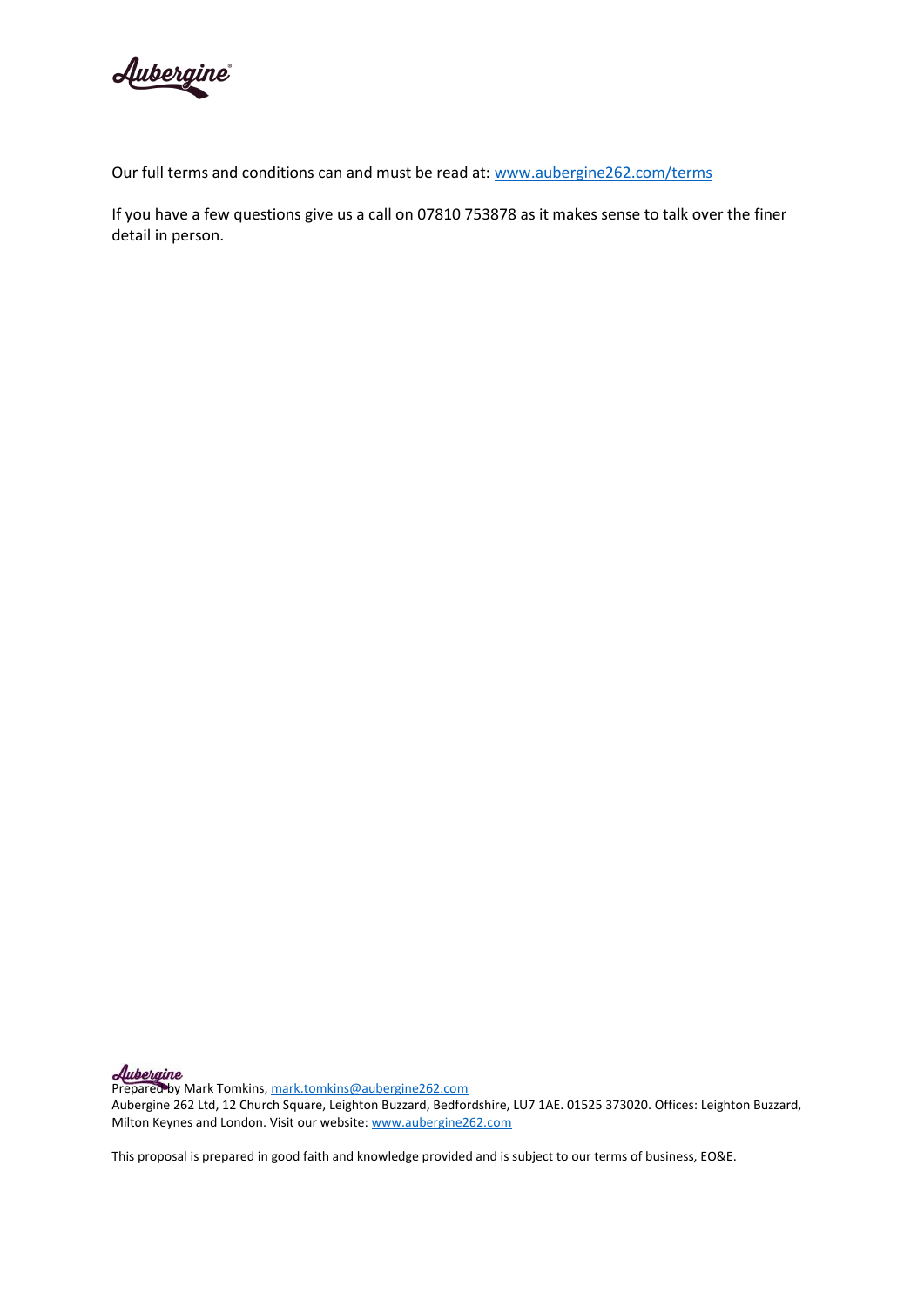Our full terms and conditions can and must be read at: www.aubergine262.com/terms

If you have a few questions give us a call on 07810 753878 as it makes sense to talk over the finer detail in person.

Prepared by Mark Tomkins, mark.tomkins@aubergine262.com
Aubergine 262 Ltd, 12 Church Square, Leighton Buzzard, Bedfordshire, LU7 1AE. 01525 373020. Offices: Leighton Buzzard, Milton Keynes and London. Visit our website: www.aubergine262.com

This proposal is prepared in good faith and knowledge provided and is subject to our terms of business, EO&E.